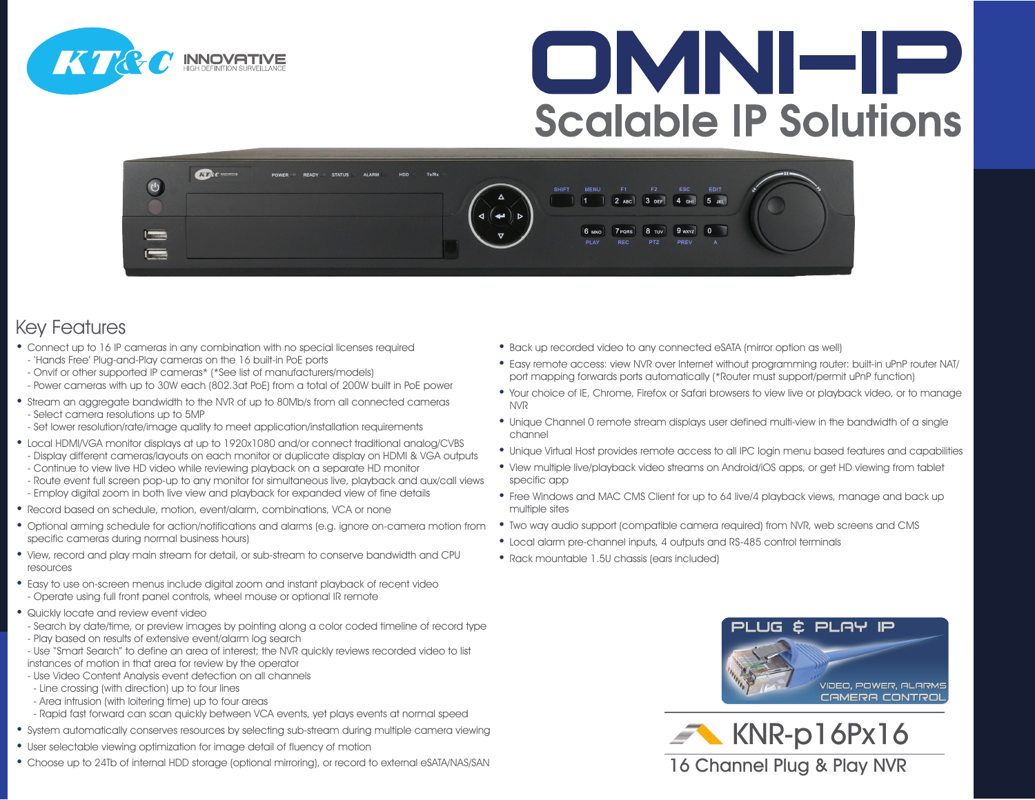KT&C INNOVATIVE HIGH DEFINITION SURVEILLANCE

# OMNI-IP

## Scalable IP Solutions

## Key Features

- Connect up to 16 IP cameras in any combination with no special licenses required
  - 'Hands Free' Plug-and-Play cameras on the 16 built-in PoE ports
  - Onvif or other supported IP cameras* (*See list of manufacturers/models)
  - Power cameras with up to 30W each (802.3at PoE) from a total of 200W built in PoE power
- Stream an aggregate bandwidth to the NVR of up to 80Mb/s from all connected cameras
  - Select camera resolutions up to 5MP
  - Set lower resolution/rate/image quality to meet application/installation requirements
- Local HDMI/VGA monitor displays at up to 1920x1080 and/or connect traditional analog/CVBS
  - Display different cameras/layouts on each monitor or duplicate display on HDMI & VGA outputs
  - Continue to view live HD video while reviewing playback on a separate HD monitor
  - Route event full screen pop-up to any monitor for simultaneous live, playback and aux/call views
  - Employ digital zoom in both live view and playback for expanded view of fine details
- Record based on schedule, motion, event/alarm, combinations, VCA or none
- Optional arming schedule for action/notifications and alarms (e.g. ignore on-camera motion from specific cameras during normal business hours)
- View, record and play main stream for detail, or sub-stream to conserve bandwidth and CPU resources
- Easy to use on-screen menus include digital zoom and instant playback of recent video
  - Operate using full front panel controls, wheel mouse or optional IR remote
- Quickly locate and review event video
  - Search by date/time, or preview images by pointing along a color coded timeline of record type
  - Play based on results of extensive event/alarm log search
  - Use "Smart Search" to define an area of interest; the NVR quickly reviews recorded video to list instances of motion in that area for review by the operator
  - Use Video Content Analysis event detection on all channels
    - Line crossing (with direction) up to four lines
    - Area intrusion (with loitering time) up to four areas
    - Rapid fast forward can scan quickly between VCA events, yet plays events at normal speed
- System automatically conserves resources by selecting sub-stream during multiple camera viewing
- User selectable viewing optimization for image detail of fluency of motion
- Choose up to 24Tb of internal HDD storage (optional mirroring), or record to external eSATA/NAS/SAN
- Back up recorded video to any connected eSATA (mirror option as well)
- Easy remote access: view NVR over Internet without programming router: built-in uPnP router NAT/port mapping forwards ports automatically (*Router must support/permit uPnP function)
- Your choice of IE, Chrome, Firefox or Safari browsers to view live or playback video, or to manage NVR
- Unique Channel 0 remote stream displays user defined multi-view in the bandwidth of a single channel
- Unique Virtual Host provides remote access to all IPC login menu based features and capabilities
- View multiple live/playback video streams on Android/iOS apps, or get HD viewing from tablet specific app
- Free Windows and MAC CMS Client for up to 64 live/4 playback views, manage and back up multiple sites
- Two way audio support (compatible camera required) from NVR, web screens and CMS
- Local alarm pre-channel inputs, 4 outputs and RS-485 control terminals
- Rack mountable 1.5U chassis (ears included)

PLUG & PLAY IP

VIDEO, POWER, ALARMS CAMERA CONTROL

# KNR-p16Px16

## 16 Channel Plug & Play NVR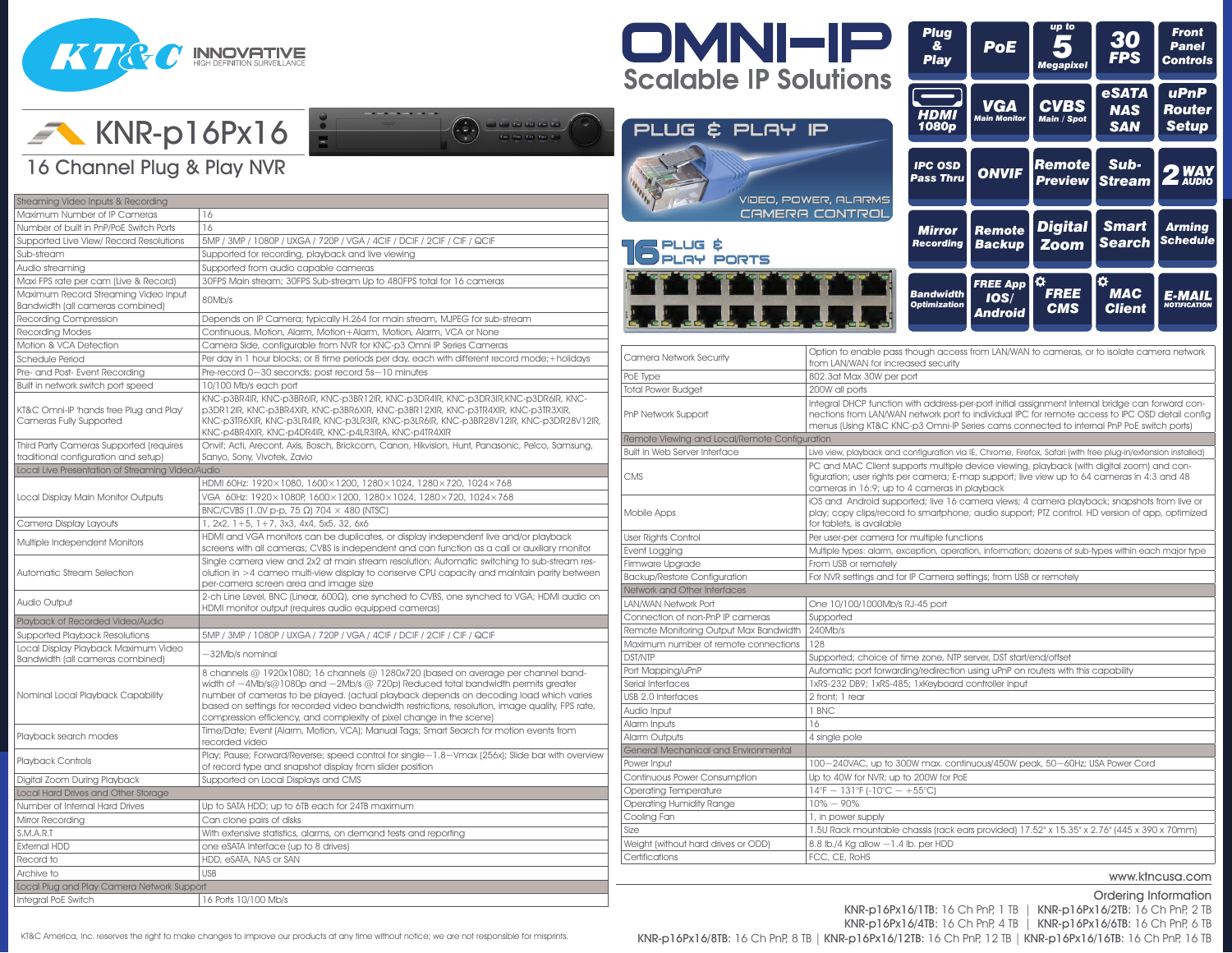# KNR-p16Px16

## 16 Channel Plug & Play NVR

**OMNI-IP** Scalable IP Solutions

Plug & Play | PoE | up to 5 Megapixel | 30 FPS | Front Panel Controls | HDMI 1080p | VGA Main Monitor | CVBS Main / Spot | eSATA NAS SAN | uPnP Router Setup | IPC OSD Pass Thru | ONVIF | Remote Preview | Sub-Stream | 2 WAY AUDIO | Mirror Recording | Remote Backup | Digital Zoom | Smart Search | Arming Schedule | Bandwidth Optimization | FREE App iOS/ Android | FREE CMS | MAC Client | E-MAIL NOTIFICATION

PLUG & PLAY IP

VIDEO, POWER, ALARMS CAMERA CONTROL

16 PLUG & PLAY PORTS

| | |
|---|---|
| **Streaming Video Inputs & Recording** | |
| Maximum Number of IP Cameras | 16 |
| Number of built in PnP/PoE Switch Ports | 16 |
| Supported Live View/ Record Resolutions | 5MP / 3MP / 1080P / UXGA / 720P / VGA / 4CIF / DCIF / 2CIF / CIF / QCIF |
| Sub-stream | Supported for recording, playback and live viewing |
| Audio streaming | Supported from audio capable cameras |
| Maxi FPS rate per cam (Live & Record) | 30FPS Main stream; 30FPS Sub-stream Up to 480FPS total for 16 cameras |
| Maximum Record Streaming Video Input Bandwidth (all cameras combined) | 80Mb/s |
| Recording Compression | Depends on IP Camera; typically H.264 for main stream, MJPEG for sub-stream |
| Recording Modes | Continuous, Motion, Alarm, Motion+Alarm, Motion, VCA or None |
| Motion & VCA Detection | Camera Side, configurable from NVR for KNC-p3 Omni IP Series Cameras |
| Schedule Period | Per day in 1 hour blocks; or 8 time periods per day, each with different record mode; +holidays |
| Pre- and Post- Event Recording | Pre-record 0–30 seconds; post record 5s–10 minutes |
| Built in network switch port speed | 10/100 Mb/s each port |
| KT&C Omni-IP 'hands free Plug and Play' Cameras Fully Supported | KNC-p3BR4IR, KNC-p3BR6IR, KNC-p3BR12IR, KNC-p3DR4IR, KNC-p3DR3IR,KNC-p3DR6IR, KNC-p3DR12IR, KNC-p3BR4XIR, KNC-p3BR6XIR, KNC-p3BR12XIR, KNC-p3TR4XIR, KNC-p3TR3XIR, KNC-p3TR6XIR, KNC-p3LR4IR, KNC-p3LR3IR, KNC-p3LR6IR, KNC-p3BR28V12IR, KNC-p3DR28V12IR, KNC-p4BR4XIR, KNC-p4DR4IR, KNC-p4LR3IRA, KNC-p4TR4XIR |
| Third Party Cameras Supported (requires traditional configuration and setup) | Onvif; Acti, Arecont, Axis, Bosch, Brickcom, Canon, Hikvision, Hunt, Panasonic, Pelco, Samsung, Sanyo, Sony, Vivotek, Zavio |
| **Local Live Presentation of Streaming Video/Audio** | |
| Local Display Main Monitor Outputs | HDMI 60Hz: 1920×1080, 1600×1200, 1280×1024, 1280×720, 1024×768<br>VGA 60Hz: 1920×1080P, 1600×1200, 1280×1024, 1280×720, 1024×768<br>BNC/CVBS (1.0V p-p, 75 Ω) 704 × 480 (NTSC) |
| Camera Display Layouts | 1, 2x2, 1+5, 1+7, 3x3, 4x4, 5x5, 32, 6x6 |
| Multiple Independent Monitors | HDMI and VGA monitors can be duplicates, or display independent live and/or playback screens with all cameras; CVBS is independent and can function as a call or auxiliary monitor |
| Automatic Stream Selection | Single camera view and 2x2 at main stream resolution; Automatic switching to sub-stream resolution in >4 cameo multi-view display to conserve CPU capacity and maintain parity between per-camera screen area and image size |
| Audio Output | 2-ch Line Level, BNC (Linear, 600Ω), one synched to CVBS, one synched to VGA; HDMI audio on HDMI monitor output (requires audio equipped cameras) |
| **Playback of Recorded Video/Audio** | |
| Supported Playback Resolutions | 5MP / 3MP / 1080P / UXGA / 720P / VGA / 4CIF / DCIF / 2CIF / CIF / QCIF |
| Local Display Playback Maximum Video Bandwidth (all cameras combined) | ~32Mb/s nominal |
| Nominal Local Playback Capability | 8 channels @ 1920x1080; 16 channels @ 1280x720 (based on average per channel bandwidth of ~4Mb/s@1080p and ~2Mb/s @ 720p) Reduced total bandwidth permits greater number of cameras to be played. (actual playback depends on decoding load which varies based on settings for recorded video bandwidth restrictions, resolution, image quality, FPS rate, compression efficiency, and complexity of pixel change in the scene) |
| Playback search modes | Time/Date; Event (Alarm, Motion, VCA); Manual Tags; Smart Search for motion events from recorded video |
| Playback Controls | Play; Pause; Forward/Reverse; speed control for single–1.8–Vmax (256x); Slide bar with overview of record type and snapshot display from slider position |
| Digital Zoom During Playback | Supported on Local Displays and CMS |
| **Local Hard Drives and Other Storage** | |
| Number of Internal Hard Drives | Up to SATA HDD; up to 6TB each for 24TB maximum |
| Mirror Recording | Can clone pairs of disks |
| S.M.A.R.T | With extensive statistics, alarms, on demand tests and reporting |
| External HDD | one eSATA Interface (up to 8 drives) |
| Record to | HDD, eSATA, NAS or SAN |
| Archive to | USB |
| **Local Plug and Play Camera Network Support** | |
| Integral PoE Switch | 16 Ports 10/100 Mb/s |
| Camera Network Security | Option to enable pass though access from LAN/WAN to cameras, or to isolate camera network from LAN/WAN for increased security |
| PoE Type | 802.3at Max 30W per port |
| Total Power Budget | 200W all ports |
| PnP Network Support | Integral DHCP function with address-per-port initial assignment Internal bridge can forward connections from LAN/WAN network port to individual IPC for remote access to IPC OSD detail config menus (Using KT&C KNC-p3 Omni-IP Series cams connected to internal PnP PoE switch ports) |
| **Remote Viewing and Local/Remote Configuration** | |
| Built in Web Server Interface | Live view, playback and configuration via IE, Chrome, Firefox, Safari (with free plug-in/extension installed) |
| CMS | PC and MAC Client supports multiple device viewing, playback (with digital zoom) and configuration; user rights per camera; E-map support; live view up to 64 cameras in 4:3 and 48 cameras in 16:9; up to 4 cameras in playback |
| Mobile Apps | iOS and Android supported; live 16 camera views; 4 camera playback; snapshots from live or play; copy clips/record to smartphone; audio support; PTZ control. HD version of app, optimized for tablets, is available |
| User Rights Control | Per user-per camera for multiple functions |
| Event Logging | Multiple types: alarm, exception, operation, information; dozens of sub-types within each major type |
| Firmware Upgrade | From USB or remotely |
| Backup/Restore Configuration | For NVR settings and for IP Camera settings; from USB or remotely |
| **Network and Other Interfaces** | |
| LAN/WAN Network Port | One 10/100/1000Mb/s RJ-45 port |
| Connection of non-PnP IP cameras | Supported |
| Remote Monitoring Output Max Bandwidth | 240Mb/s |
| Maximum number of remote connections | 128 |
| DST/NTP | Supported; choice of time zone, NTP server, DST start/end/offset |
| Port Mapping/uPnP | Automatic port forwarding/redirection using uPnP on routers with this capability |
| Serial Interfaces | 1xRS-232 DB9; 1xRS-485; 1xKeyboard controller input |
| USB 2.0 Interfaces | 2 front; 1 rear |
| Audio Input | 1 BNC |
| Alarm Inputs | 16 |
| Alarm Outputs | 4 single pole |
| **General Mechanical and Environmental** | |
| Power Input | 100–240VAC, up to 300W max. continuous/450W peak, 50–60Hz; USA Power Cord |
| Continuous Power Consumption | Up to 40W for NVR; up to 200W for PoE |
| Operating Temperature | 14°F – 131°F (-10°C – +55°C) |
| Operating Humidity Range | 10% – 90% |
| Cooling Fan | 1, in power supply |
| Size | 1.5U Rack mountable chassis (rack ears provided) 17.52" x 15.35" x 2.76" (445 x 390 x 70mm) |
| Weight (without hard drives or ODD) | 8.8 lb./4 Kg allow ~1.4 lb. per HDD |
| Certifications | FCC, CE, RoHS |

www.ktncusa.com

## Ordering Information

**KNR-p16Px16/1TB:** 16 Ch PnP, 1 TB | **KNR-p16Px16/2TB:** 16 Ch PnP, 2 TB
**KNR-p16Px16/4TB:** 16 Ch PnP, 4 TB | **KNR-p16Px16/6TB:** 16 Ch PnP, 6 TB
**KNR-p16Px16/8TB:** 16 Ch PnP, 8 TB | **KNR-p16Px16/12TB:** 16 Ch PnP, 12 TB | **KNR-p16Px16/16TB:** 16 Ch PnP, 16 TB

KT&C America, Inc. reserves the right to make changes to improve our products at any time without notice; we are not responsible for misprints.